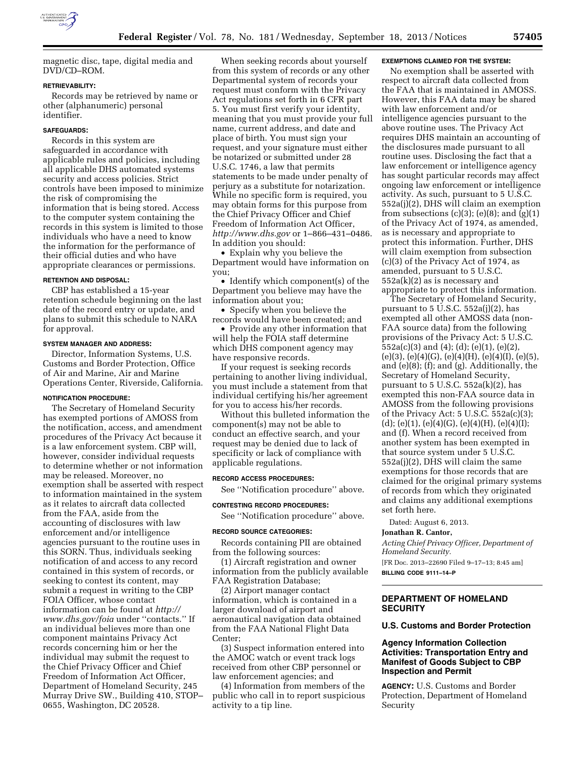magnetic disc, tape, digital media and DVD/CD–ROM.

**RETRIEVABILITY:**

Records may be retrieved by name or other (alphanumeric) personal identifier.

**SAFEGUARDS:**

Records in this system are safeguarded in accordance with applicable rules and policies, including all applicable DHS automated systems security and access policies. Strict controls have been imposed to minimize the risk of compromising the information that is being stored. Access to the computer system containing the records in this system is limited to those individuals who have a need to know the information for the performance of their official duties and who have appropriate clearances or permissions.

**RETENTION AND DISPOSAL:**

CBP has established a 15-year retention schedule beginning on the last date of the record entry or update, and plans to submit this schedule to NARA for approval.

**SYSTEM MANAGER AND ADDRESS:**

Director, Information Systems, U.S. Customs and Border Protection, Office of Air and Marine, Air and Marine Operations Center, Riverside, California.

**NOTIFICATION PROCEDURE:**

The Secretary of Homeland Security has exempted portions of AMOSS from the notification, access, and amendment procedures of the Privacy Act because it is a law enforcement system. CBP will, however, consider individual requests to determine whether or not information may be released. Moreover, no exemption shall be asserted with respect to information maintained in the system as it relates to aircraft data collected from the FAA, aside from the accounting of disclosures with law enforcement and/or intelligence agencies pursuant to the routine uses in this SORN. Thus, individuals seeking notification of and access to any record contained in this system of records, or seeking to contest its content, may submit a request in writing to the CBP FOIA Officer, whose contact information can be found at *http://www.dhs.gov/foia* under ''contacts.'' If an individual believes more than one component maintains Privacy Act records concerning him or her the individual may submit the request to the Chief Privacy Officer and Chief Freedom of Information Act Officer, Department of Homeland Security, 245 Murray Drive SW., Building 410, STOP–0655, Washington, DC 20528.

When seeking records about yourself from this system of records or any other Departmental system of records your request must conform with the Privacy Act regulations set forth in 6 CFR part 5. You must first verify your identity, meaning that you must provide your full name, current address, and date and place of birth. You must sign your request, and your signature must either be notarized or submitted under 28 U.S.C. 1746, a law that permits statements to be made under penalty of perjury as a substitute for notarization. While no specific form is required, you may obtain forms for this purpose from the Chief Privacy Officer and Chief Freedom of Information Act Officer, *http://www.dhs.gov* or 1–866–431–0486. In addition you should:

- Explain why you believe the Department would have information on you;
- Identify which component(s) of the Department you believe may have the information about you;
- Specify when you believe the records would have been created; and
- Provide any other information that will help the FOIA staff determine which DHS component agency may have responsive records.

If your request is seeking records pertaining to another living individual, you must include a statement from that individual certifying his/her agreement for you to access his/her records.

Without this bulleted information the component(s) may not be able to conduct an effective search, and your request may be denied due to lack of specificity or lack of compliance with applicable regulations.

**RECORD ACCESS PROCEDURES:**

See ''Notification procedure'' above.

**CONTESTING RECORD PROCEDURES:**

See ''Notification procedure'' above.

**RECORD SOURCE CATEGORIES:**

Records containing PII are obtained from the following sources:

(1) Aircraft registration and owner information from the publicly available FAA Registration Database;

(2) Airport manager contact information, which is contained in a larger download of airport and aeronautical navigation data obtained from the FAA National Flight Data Center;

(3) Suspect information entered into the AMOC watch or event track logs received from other CBP personnel or law enforcement agencies; and

(4) Information from members of the public who call in to report suspicious activity to a tip line.

**EXEMPTIONS CLAIMED FOR THE SYSTEM:**

No exemption shall be asserted with respect to aircraft data collected from the FAA that is maintained in AMOSS. However, this FAA data may be shared with law enforcement and/or intelligence agencies pursuant to the above routine uses. The Privacy Act requires DHS maintain an accounting of the disclosures made pursuant to all routine uses. Disclosing the fact that a law enforcement or intelligence agency has sought particular records may affect ongoing law enforcement or intelligence activity. As such, pursuant to 5 U.S.C. 552a(j)(2), DHS will claim an exemption from subsections (c)(3); (e)(8); and (g)(1) of the Privacy Act of 1974, as amended, as is necessary and appropriate to protect this information. Further, DHS will claim exemption from subsection (c)(3) of the Privacy Act of 1974, as amended, pursuant to 5 U.S.C. 552a(k)(2) as is necessary and appropriate to protect this information.

The Secretary of Homeland Security, pursuant to 5 U.S.C. 552a(j)(2), has exempted all other AMOSS data (non-FAA source data) from the following provisions of the Privacy Act: 5 U.S.C. 552a(c)(3) and (4); (d); (e)(1), (e)(2), (e)(3), (e)(4)(G), (e)(4)(H), (e)(4)(I), (e)(5), and (e)(8); (f); and (g). Additionally, the Secretary of Homeland Security, pursuant to 5 U.S.C. 552a(k)(2), has exempted this non-FAA source data in AMOSS from the following provisions of the Privacy Act: 5 U.S.C. 552a(c)(3); (d); (e)(1), (e)(4)(G), (e)(4)(H), (e)(4)(I); and (f). When a record received from another system has been exempted in that source system under 5 U.S.C. 552a(j)(2), DHS will claim the same exemptions for those records that are claimed for the original primary systems of records from which they originated and claims any additional exemptions set forth here.

Dated: August 6, 2013.

**Jonathan R. Cantor,**

*Acting Chief Privacy Officer, Department of Homeland Security.*

[FR Doc. 2013–22690 Filed 9–17–13; 8:45 am]

**BILLING CODE 9111–14–P**

---

## DEPARTMENT OF HOMELAND SECURITY

### U.S. Customs and Border Protection

### Agency Information Collection Activities: Transportation Entry and Manifest of Goods Subject to CBP Inspection and Permit

**AGENCY:** U.S. Customs and Border Protection, Department of Homeland Security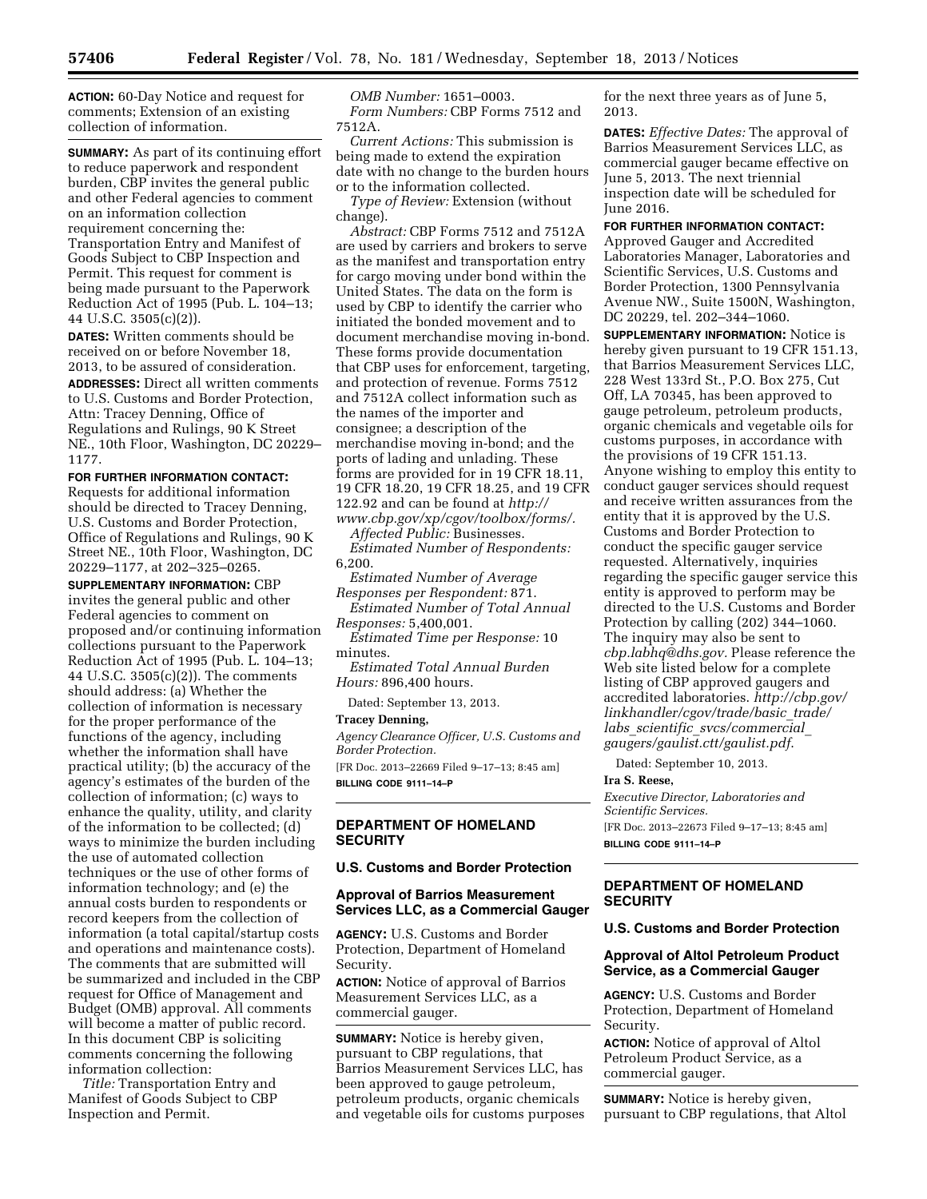**ACTION:** 60-Day Notice and request for comments; Extension of an existing collection of information.

**SUMMARY:** As part of its continuing effort to reduce paperwork and respondent burden, CBP invites the general public and other Federal agencies to comment on an information collection requirement concerning the: Transportation Entry and Manifest of Goods Subject to CBP Inspection and Permit. This request for comment is being made pursuant to the Paperwork Reduction Act of 1995 (Pub. L. 104–13; 44 U.S.C. 3505(c)(2)).

**DATES:** Written comments should be received on or before November 18, 2013, to be assured of consideration.

**ADDRESSES:** Direct all written comments to U.S. Customs and Border Protection, Attn: Tracey Denning, Office of Regulations and Rulings, 90 K Street NE., 10th Floor, Washington, DC 20229–1177.

**FOR FURTHER INFORMATION CONTACT:** Requests for additional information should be directed to Tracey Denning, U.S. Customs and Border Protection, Office of Regulations and Rulings, 90 K Street NE., 10th Floor, Washington, DC 20229–1177, at 202–325–0265.

**SUPPLEMENTARY INFORMATION:** CBP invites the general public and other Federal agencies to comment on proposed and/or continuing information collections pursuant to the Paperwork Reduction Act of 1995 (Pub. L. 104–13; 44 U.S.C. 3505(c)(2)). The comments should address: (a) Whether the collection of information is necessary for the proper performance of the functions of the agency, including whether the information shall have practical utility; (b) the accuracy of the agency's estimates of the burden of the collection of information; (c) ways to enhance the quality, utility, and clarity of the information to be collected; (d) ways to minimize the burden including the use of automated collection techniques or the use of other forms of information technology; and (e) the annual costs burden to respondents or record keepers from the collection of information (a total capital/startup costs and operations and maintenance costs). The comments that are submitted will be summarized and included in the CBP request for Office of Management and Budget (OMB) approval. All comments will become a matter of public record. In this document CBP is soliciting comments concerning the following information collection:

*Title:* Transportation Entry and Manifest of Goods Subject to CBP Inspection and Permit.

*OMB Number:* 1651–0003.

*Form Numbers:* CBP Forms 7512 and 7512A.

*Current Actions:* This submission is being made to extend the expiration date with no change to the burden hours or to the information collected.

*Type of Review:* Extension (without change).

*Abstract:* CBP Forms 7512 and 7512A are used by carriers and brokers to serve as the manifest and transportation entry for cargo moving under bond within the United States. The data on the form is used by CBP to identify the carrier who initiated the bonded movement and to document merchandise moving in-bond. These forms provide documentation that CBP uses for enforcement, targeting, and protection of revenue. Forms 7512 and 7512A collect information such as the names of the importer and consignee; a description of the merchandise moving in-bond; and the ports of lading and unlading. These forms are provided for in 19 CFR 18.11, 19 CFR 18.20, 19 CFR 18.25, and 19 CFR 122.92 and can be found at *http://www.cbp.gov/xp/cgov/toolbox/forms/.*

*Affected Public:* Businesses.

*Estimated Number of Respondents:* 6,200.

*Estimated Number of Average Responses per Respondent:* 871.

*Estimated Number of Total Annual Responses:* 5,400,001.

*Estimated Time per Response:* 10 minutes.

*Estimated Total Annual Burden Hours:* 896,400 hours.

Dated: September 13, 2013.

**Tracey Denning,**

*Agency Clearance Officer, U.S. Customs and Border Protection.*

[FR Doc. 2013–22669 Filed 9–17–13; 8:45 am]

**BILLING CODE 9111–14–P**

## DEPARTMENT OF HOMELAND SECURITY

### U.S. Customs and Border Protection

### Approval of Barrios Measurement Services LLC, as a Commercial Gauger

**AGENCY:** U.S. Customs and Border Protection, Department of Homeland Security.

**ACTION:** Notice of approval of Barrios Measurement Services LLC, as a commercial gauger.

**SUMMARY:** Notice is hereby given, pursuant to CBP regulations, that Barrios Measurement Services LLC, has been approved to gauge petroleum, petroleum products, organic chemicals and vegetable oils for customs purposes for the next three years as of June 5, 2013.

**DATES:** *Effective Dates:* The approval of Barrios Measurement Services LLC, as commercial gauger became effective on June 5, 2013. The next triennial inspection date will be scheduled for June 2016.

**FOR FURTHER INFORMATION CONTACT:** Approved Gauger and Accredited Laboratories Manager, Laboratories and Scientific Services, U.S. Customs and Border Protection, 1300 Pennsylvania Avenue NW., Suite 1500N, Washington, DC 20229, tel. 202–344–1060.

**SUPPLEMENTARY INFORMATION:** Notice is hereby given pursuant to 19 CFR 151.13, that Barrios Measurement Services LLC, 228 West 133rd St., P.O. Box 275, Cut Off, LA 70345, has been approved to gauge petroleum, petroleum products, organic chemicals and vegetable oils for customs purposes, in accordance with the provisions of 19 CFR 151.13. Anyone wishing to employ this entity to conduct gauger services should request and receive written assurances from the entity that it is approved by the U.S. Customs and Border Protection to conduct the specific gauger service requested. Alternatively, inquiries regarding the specific gauger service this entity is approved to perform may be directed to the U.S. Customs and Border Protection by calling (202) 344–1060. The inquiry may also be sent to *cbp.labhq@dhs.gov.* Please reference the Web site listed below for a complete listing of CBP approved gaugers and accredited laboratories. *http://cbp.gov/linkhandler/cgov/trade/basic_trade/labs_scientific_svcs/commercial_gaugers/gaulist.ctt/gaulist.pdf.*

Dated: September 10, 2013.

**Ira S. Reese,**

*Executive Director, Laboratories and Scientific Services.*

[FR Doc. 2013–22673 Filed 9–17–13; 8:45 am]

**BILLING CODE 9111–14–P**

## DEPARTMENT OF HOMELAND SECURITY

### U.S. Customs and Border Protection

### Approval of Altol Petroleum Product Service, as a Commercial Gauger

**AGENCY:** U.S. Customs and Border Protection, Department of Homeland Security.

**ACTION:** Notice of approval of Altol Petroleum Product Service, as a commercial gauger.

**SUMMARY:** Notice is hereby given, pursuant to CBP regulations, that Altol